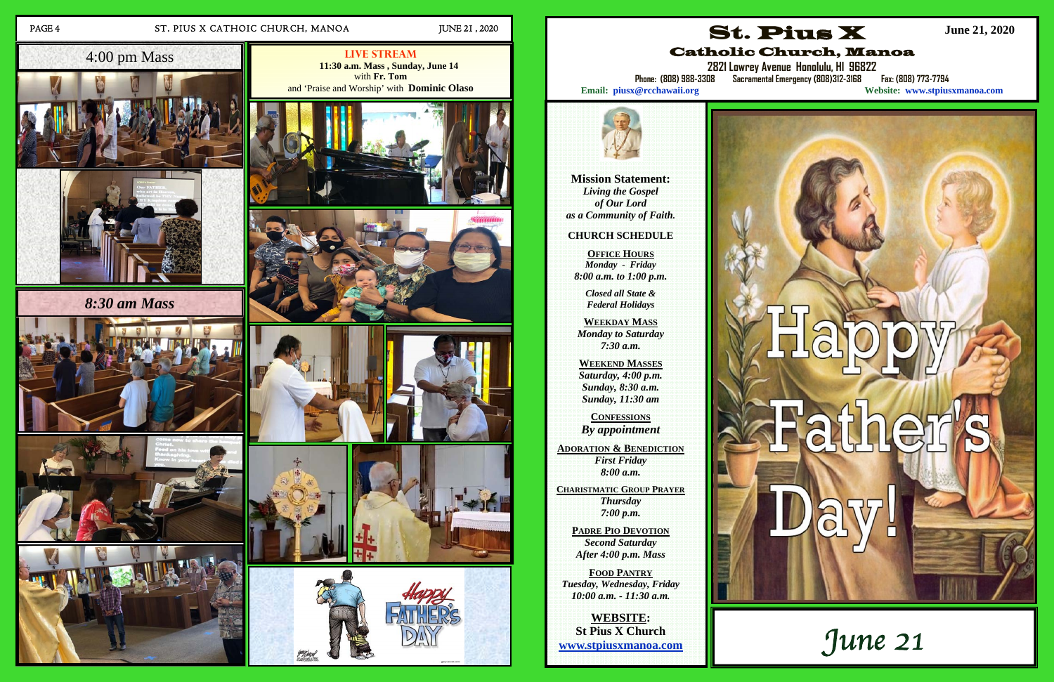## 4:00 pm Mass

## 8:30 am Mass

**LIVE STREAM**
**11:30 a.m. Mass , Sunday, June 14**
with **Fr. Tom**
and 'Praise and Worship' with **Dominic Olaso**

# St. Pius X
## Catholic Church, Manoa

**June 21, 2020**

**2821 Lowrey Avenue Honolulu, HI 96822**
Phone: (808) 988-3308 Sacramental Emergency (808)312-3168 Fax: (808) 773-7794
**Email: piusx@rcchawaii.org** **Website: www.stpiusxmanoa.com**

**Mission Statement:**
*Living the Gospel of Our Lord as a Community of Faith.*

**CHURCH SCHEDULE**

**OFFICE HOURS**
*Monday - Friday*
*8:00 a.m. to 1:00 p.m.*

*Closed all State & Federal Holidays*

**WEEKDAY MASS**
*Monday to Saturday*
*7:30 a.m.*

**WEEKEND MASSES**
*Saturday, 4:00 p.m.*
*Sunday, 8:30 a.m.*
*Sunday, 11:30 am*

**CONFESSIONS**
*By appointment*

**ADORATION & BENEDICTION**
*First Friday*
*8:00 a.m.*

**CHARISTMATIC GROUP PRAYER**
*Thursday*
*7:00 p.m.*

**PADRE PIO DEVOTION**
*Second Saturday*
*After 4:00 p.m. Mass*

**FOOD PANTRY**
*Tuesday, Wednesday, Friday*
*10:00 a.m. - 11:30 a.m.*

**WEBSITE:**
**St Pius X Church**
**www.stpiusxmanoa.com**

Happy Father's Day!

*June 21*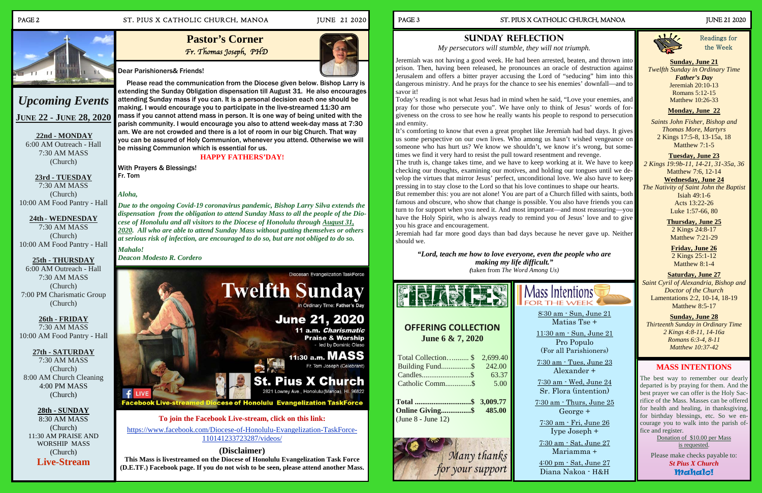## Upcoming Events

**June 22 - June 28, 2020**

**22nd - MONDAY**
6:00 AM Outreach - Hall
7:30 AM MASS
(Church)

**23rd - TUESDAY**
7:30 AM MASS
(Church)
10:00 AM Food Pantry - Hall

**24th - WEDNESDAY**
7:30 AM MASS
(Church)
10:00 AM Food Pantry - Hall

**25th - THURSDAY**
6:00 AM Outreach - Hall
7:30 AM MASS
(Church)
7:00 PM Charismatic Group
(Church)

**26th - FRIDAY**
7:30 AM MASS
(Church)
10:00 AM Food Pantry - Hall

**27th - SATURDAY**
7:30 AM MASS
(Church)
8:00 AM Church Cleaning
4:00 PM MASS
(Church)

**28th - SUNDAY**
8:30 AM MASS
(Church)
11:30 AM PRAISE AND WORSHIP MASS
(Church)
**Live-Stream**

## Pastor's Corner

*Fr. Thomas Joseph, PHD*

Dear Parishioners& Friends!

Please read the communication from the Diocese given below. Bishop Larry is extending the Sunday Obligation dispensation till August 31. He also encourages attending Sunday mass if you can. It is a personal decision each one should be making. I would encourage you to participate in the live-streamed 11:30 am mass if you cannot attend mass in person. It is one way of being united with the parish community. I would encourage you also to attend week-day mass at 7:30 am. We are not crowded and there is a lot of room in our big Church. That way you can be assured of Holy Communion, whenever you attend. Otherwise we will be missing Communion which is essential for us.

**HAPPY FATHERS'DAY!**

With Prayers & Blessings!
Fr. Tom

*Aloha,*

***Due to the ongoing Covid-19 coronavirus pandemic, Bishop Larry Silva extends the dispensation from the obligation to attend Sunday Mass to all the people of the Diocese of Honolulu and all visitors to the Diocese of Honolulu through August 31, 2020. All who are able to attend Sunday Mass without putting themselves or others at serious risk of infection, are encouraged to do so, but are not obliged to do so.***

*Mahalo!*
*Deacon Modesto R. Cordero*

Diocesan Evangelization TaskForce

**Twelfth Sunday**
In Ordinary Time: Father's Day

**June 21, 2020**
**11 a.m. *Charismatic* Praise & Worship** - led by Dominic Olaso
**11:30 a.m. MASS** Fr. Tom Joseph (Celebrant)

**St. Pius X Church**
2821 Lowrey Ave., Honolulu (Manoa), HI. 96822

LIVE

**Facebook Live-streamed Diocese of Honolulu Evangelization TaskForce**

**To join the Facebook Live-stream, click on this link:**

https://www.facebook.com/Diocese-of-Honolulu-Evangelization-TaskForce-110141233723287/videos/

**(Disclaimer)**

**This Mass is livestreamed on the Diocese of Honolulu Evangelization Task Force (D.E.TF.) Facebook page. If you do not wish to be seen, please attend another Mass.**

## SUNDAY REFLECTION

*My persecutors will stumble, they will not triumph.*

Jeremiah was not having a good week. He had been arrested, beaten, and thrown into prison. Then, having been released, he pronounces an oracle of destruction against Jerusalem and offers a bitter prayer accusing the Lord of "seducing" him into this dangerous ministry. And he prays for the chance to see his enemies' downfall—and to savor it!

Today's reading is not what Jesus had in mind when he said, "Love your enemies, and pray for those who persecute you". We have only to think of Jesus' words of forgiveness on the cross to see how he really wants his people to respond to persecution and enmity.

It's comforting to know that even a great prophet like Jeremiah had bad days. It gives us some perspective on our own lives. Who among us hasn't wished vengeance on someone who has hurt us? We know we shouldn't, we know it's wrong, but sometimes we find it very hard to resist the pull toward resentment and revenge.

The truth is, change takes time, and we have to keep working at it. We have to keep checking our thoughts, examining our motives, and holding our tongues until we develop the virtues that mirror Jesus' perfect, unconditional love. We also have to keep pressing in to stay close to the Lord so that his love continues to shape our hearts.

But remember this: you are not alone! You are part of a Church filled with saints, both famous and obscure, who show that change is possible. You also have friends you can turn to for support when you need it. And most important—and most reassuring—you have the Holy Spirit, who is always ready to remind you of Jesus' love and to give you his grace and encouragement.

Jeremiah had far more good days than bad days because he never gave up. Neither should we.

***"Lord, teach me how to love everyone, even the people who are making my life difficult."***
*(taken from The Word Among Us)*

### OFFERING COLLECTION
**June 6 & 7, 2020**

| | |
|---|---|
| Total Collection........... $ | 2,699.40 |
| Building Fund................$ | 242.00 |
| Candles..........................$ | 63.37 |
| Catholic Comm..............$ | 5.00 |
| **Total ..............................$** | **3,009.77** |
| **Online Giving................$** | **485.00** |

(June 8 - June 12)

*Many thanks for your support*

### Mass Intentions FOR THE WEEK

8:30 am - Sun, June 21
Matias Tse +

11:30 am - Sun, June 21
Pro Populo
(For all Parishioners)

7:30 am - Tues, June 23
Alexander +

7:30 am - Wed, June 24
Sr. Flora (intention)

7:30 am - Thurs, June 25
George +

7:30 am - Fri, June 26
Iype Joseph +

7:30 am - Sat, June 27
Mariamma +

4:00 pm - Sat, June 27
Diana Nakoa - H&H

### Readings for the Week

**Sunday, June 21**
*Twelfth Sunday in Ordinary Time*
***Father's Day***
Jeremiah 20:10-13
Romans 5:12-15
Matthew 10:26-33

**Monday, June 22**
*Saints John Fisher, Bishop and Thomas More, Martyrs*
2 Kings 17:5-8, 13-15a, 18
Matthew 7:1-5

**Tuesday, June 23**
*2 Kings 19:9b-11, 14-21, 31-35a, 36*
Matthew 7:6, 12-14

**Wednesday, June 24**
*The Nativity of Saint John the Baptist*
Isiah 49:1-6
Acts 13:22-26
Luke 1:57-66, 80

**Thursday, June 25**
2 Kings 24:8-17
Matthew 7:21-29

**Friday, June 26**
2 Kings 25:1-12
Matthew 8:1-4

**Saturday, June 27**
*Saint Cyril of Alexandria, Bishop and Doctor of the Church*
Lamentations 2:2, 10-14, 18-19
Matthew 8:5-17

**Sunday, June 28**
*Thirteenth Sunday in Ordinary Time*
*2 Kings 4:8-11, 14-16a*
*Romans 6:3-4, 8-11*
*Matthew 10:37-42*

### MASS INTENTIONS

The best way to remember our dearly departed is by praying for them. And the best prayer we can offer is the Holy Sacrifice of the Mass. Masses can be offered for health and healing, in thanksgiving, for birthday blessings, etc. So we encourage you to walk into the parish office and register.

Donation of $10.00 per Mass is requested.

Please make checks payable to:
***St Pius X Church***
***Mahalo!***